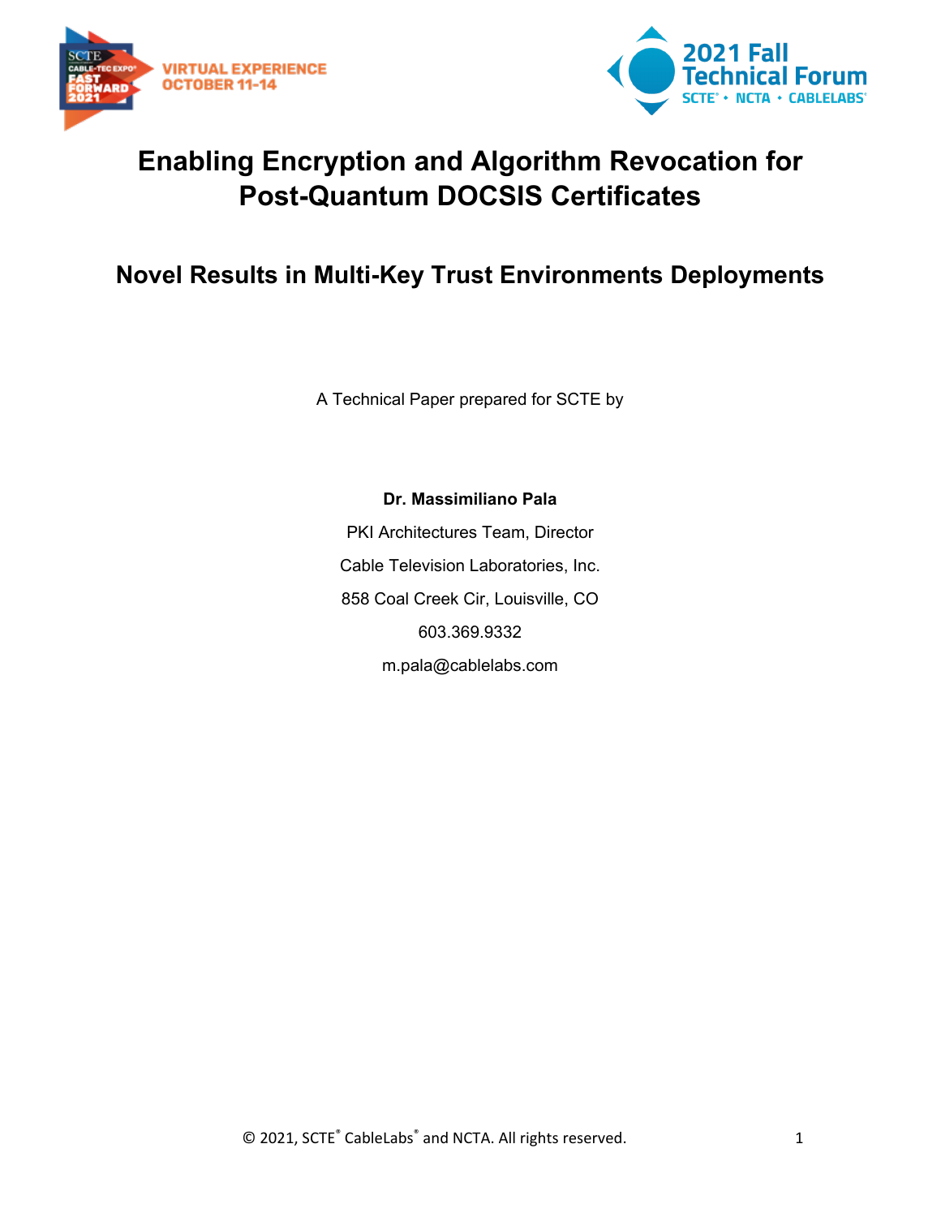# Enabling Encryption and Algorithm Revocation for Post-Quantum DOCSIS Certificates

## Novel Results in Multi-Key Trust Environments Deployments

A Technical Paper prepared for SCTE by

**Dr. Massimiliano Pala**

PKI Architectures Team, Director

Cable Television Laboratories, Inc.

858 Coal Creek Cir, Louisville, CO

603.369.9332

m.pala@cablelabs.com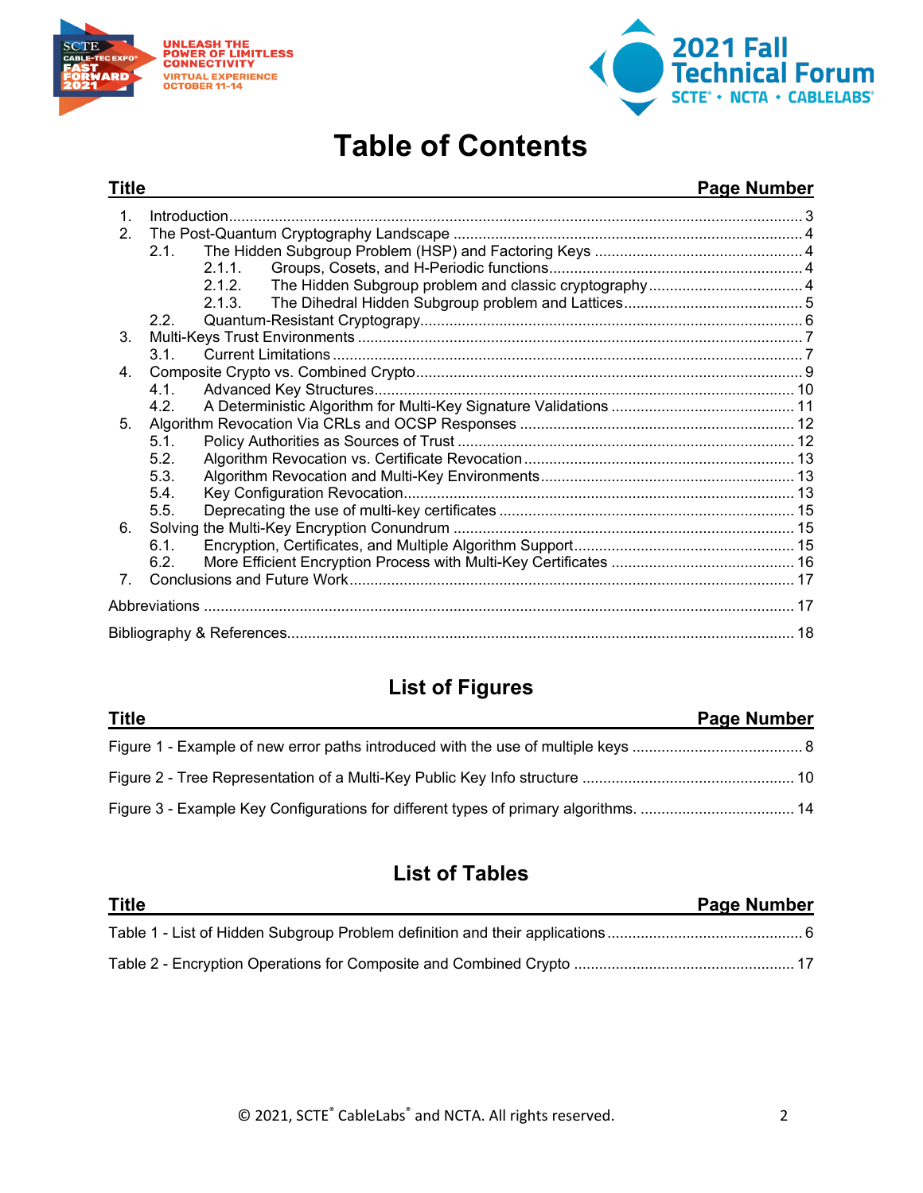# Table of Contents

| Title | Page Number |
|---|---|
| 1. Introduction | 3 |
| 2. The Post-Quantum Cryptography Landscape | 4 |
| 2.1. The Hidden Subgroup Problem (HSP) and Factoring Keys | 4 |
| 2.1.1. Groups, Cosets, and H-Periodic functions | 4 |
| 2.1.2. The Hidden Subgroup problem and classic cryptography | 4 |
| 2.1.3. The Dihedral Hidden Subgroup problem and Lattices | 5 |
| 2.2. Quantum-Resistant Cryptograpy | 6 |
| 3. Multi-Keys Trust Environments | 7 |
| 3.1. Current Limitations | 7 |
| 4. Composite Crypto vs. Combined Crypto | 9 |
| 4.1. Advanced Key Structures | 10 |
| 4.2. A Deterministic Algorithm for Multi-Key Signature Validations | 11 |
| 5. Algorithm Revocation Via CRLs and OCSP Responses | 12 |
| 5.1. Policy Authorities as Sources of Trust | 12 |
| 5.2. Algorithm Revocation vs. Certificate Revocation | 13 |
| 5.3. Algorithm Revocation and Multi-Key Environments | 13 |
| 5.4. Key Configuration Revocation | 13 |
| 5.5. Deprecating the use of multi-key certificates | 15 |
| 6. Solving the Multi-Key Encryption Conundrum | 15 |
| 6.1. Encryption, Certificates, and Multiple Algorithm Support | 15 |
| 6.2. More Efficient Encryption Process with Multi-Key Certificates | 16 |
| 7. Conclusions and Future Work | 17 |
| Abbreviations | 17 |
| Bibliography & References | 18 |

## List of Figures

| Title | Page Number |
|---|---|
| Figure 1 - Example of new error paths introduced with the use of multiple keys | 8 |
| Figure 2 - Tree Representation of a Multi-Key Public Key Info structure | 10 |
| Figure 3 - Example Key Configurations for different types of primary algorithms. | 14 |

## List of Tables

| Title | Page Number |
|---|---|
| Table 1 - List of Hidden Subgroup Problem definition and their applications | 6 |
| Table 2 - Encryption Operations for Composite and Combined Crypto | 17 |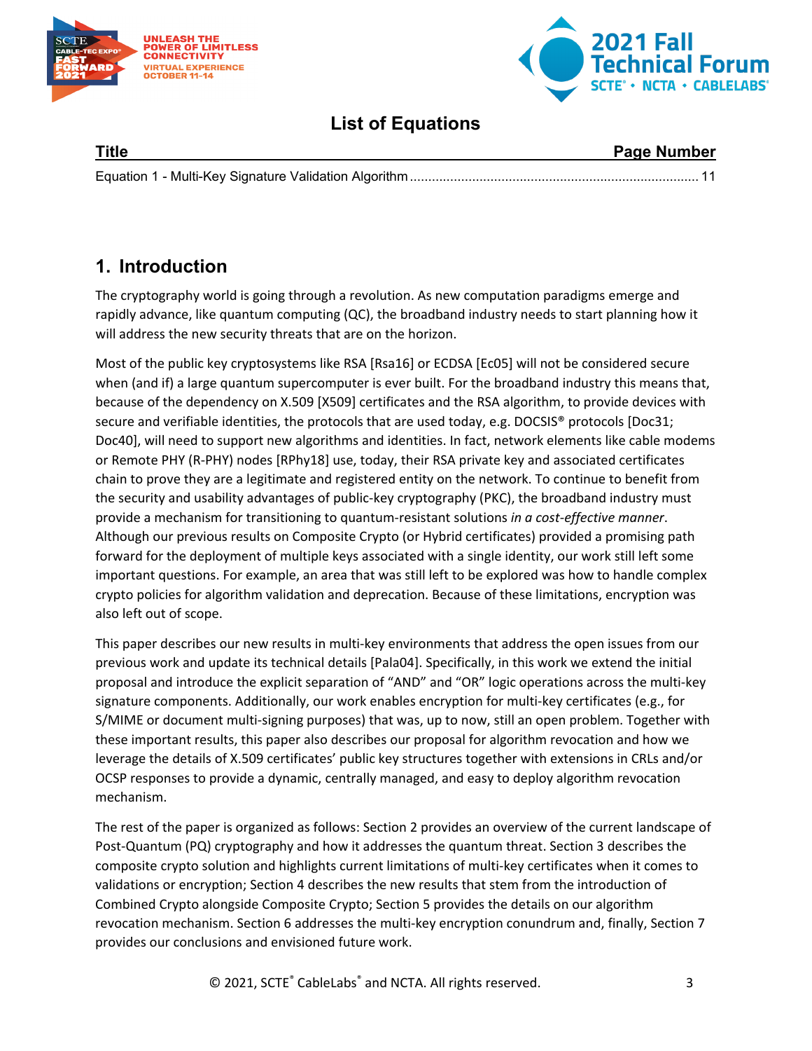## List of Equations

| Title | Page Number |
| --- | --- |
| Equation 1 - Multi-Key Signature Validation Algorithm | 11 |

# 1. Introduction

The cryptography world is going through a revolution. As new computation paradigms emerge and rapidly advance, like quantum computing (QC), the broadband industry needs to start planning how it will address the new security threats that are on the horizon.

Most of the public key cryptosystems like RSA [Rsa16] or ECDSA [Ec05] will not be considered secure when (and if) a large quantum supercomputer is ever built. For the broadband industry this means that, because of the dependency on X.509 [X509] certificates and the RSA algorithm, to provide devices with secure and verifiable identities, the protocols that are used today, e.g. DOCSIS® protocols [Doc31; Doc40], will need to support new algorithms and identities. In fact, network elements like cable modems or Remote PHY (R-PHY) nodes [RPhy18] use, today, their RSA private key and associated certificates chain to prove they are a legitimate and registered entity on the network. To continue to benefit from the security and usability advantages of public-key cryptography (PKC), the broadband industry must provide a mechanism for transitioning to quantum-resistant solutions *in a cost-effective manner*. Although our previous results on Composite Crypto (or Hybrid certificates) provided a promising path forward for the deployment of multiple keys associated with a single identity, our work still left some important questions. For example, an area that was still left to be explored was how to handle complex crypto policies for algorithm validation and deprecation. Because of these limitations, encryption was also left out of scope.

This paper describes our new results in multi-key environments that address the open issues from our previous work and update its technical details [Pala04]. Specifically, in this work we extend the initial proposal and introduce the explicit separation of "AND" and "OR" logic operations across the multi-key signature components. Additionally, our work enables encryption for multi-key certificates (e.g., for S/MIME or document multi-signing purposes) that was, up to now, still an open problem. Together with these important results, this paper also describes our proposal for algorithm revocation and how we leverage the details of X.509 certificates' public key structures together with extensions in CRLs and/or OCSP responses to provide a dynamic, centrally managed, and easy to deploy algorithm revocation mechanism.

The rest of the paper is organized as follows: Section 2 provides an overview of the current landscape of Post-Quantum (PQ) cryptography and how it addresses the quantum threat. Section 3 describes the composite crypto solution and highlights current limitations of multi-key certificates when it comes to validations or encryption; Section 4 describes the new results that stem from the introduction of Combined Crypto alongside Composite Crypto; Section 5 provides the details on our algorithm revocation mechanism. Section 6 addresses the multi-key encryption conundrum and, finally, Section 7 provides our conclusions and envisioned future work.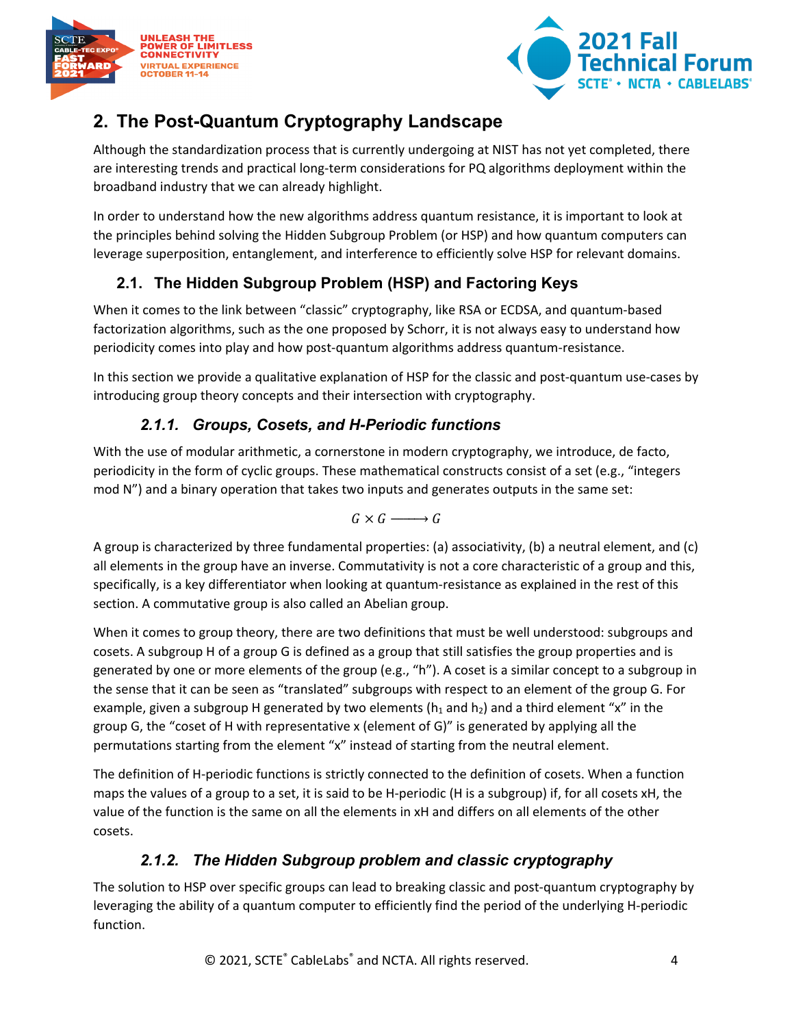## 2. The Post-Quantum Cryptography Landscape

Although the standardization process that is currently undergoing at NIST has not yet completed, there are interesting trends and practical long-term considerations for PQ algorithms deployment within the broadband industry that we can already highlight.

In order to understand how the new algorithms address quantum resistance, it is important to look at the principles behind solving the Hidden Subgroup Problem (or HSP) and how quantum computers can leverage superposition, entanglement, and interference to efficiently solve HSP for relevant domains.

### 2.1. The Hidden Subgroup Problem (HSP) and Factoring Keys

When it comes to the link between "classic" cryptography, like RSA or ECDSA, and quantum-based factorization algorithms, such as the one proposed by Schorr, it is not always easy to understand how periodicity comes into play and how post-quantum algorithms address quantum-resistance.

In this section we provide a qualitative explanation of HSP for the classic and post-quantum use-cases by introducing group theory concepts and their intersection with cryptography.

#### *2.1.1. Groups, Cosets, and H-Periodic functions*

With the use of modular arithmetic, a cornerstone in modern cryptography, we introduce, de facto, periodicity in the form of cyclic groups. These mathematical constructs consist of a set (e.g., "integers mod N") and a binary operation that takes two inputs and generates outputs in the same set:

$$G \times G \longrightarrow G$$

A group is characterized by three fundamental properties: (a) associativity, (b) a neutral element, and (c) all elements in the group have an inverse. Commutativity is not a core characteristic of a group and this, specifically, is a key differentiator when looking at quantum-resistance as explained in the rest of this section. A commutative group is also called an Abelian group.

When it comes to group theory, there are two definitions that must be well understood: subgroups and cosets. A subgroup H of a group G is defined as a group that still satisfies the group properties and is generated by one or more elements of the group (e.g., "h"). A coset is a similar concept to a subgroup in the sense that it can be seen as "translated" subgroups with respect to an element of the group G. For example, given a subgroup H generated by two elements ($h_1$ and $h_2$) and a third element "x" in the group G, the "coset of H with representative x (element of G)" is generated by applying all the permutations starting from the element "x" instead of starting from the neutral element.

The definition of H-periodic functions is strictly connected to the definition of cosets. When a function maps the values of a group to a set, it is said to be H-periodic (H is a subgroup) if, for all cosets xH, the value of the function is the same on all the elements in xH and differs on all elements of the other cosets.

#### *2.1.2. The Hidden Subgroup problem and classic cryptography*

The solution to HSP over specific groups can lead to breaking classic and post-quantum cryptography by leveraging the ability of a quantum computer to efficiently find the period of the underlying H-periodic function.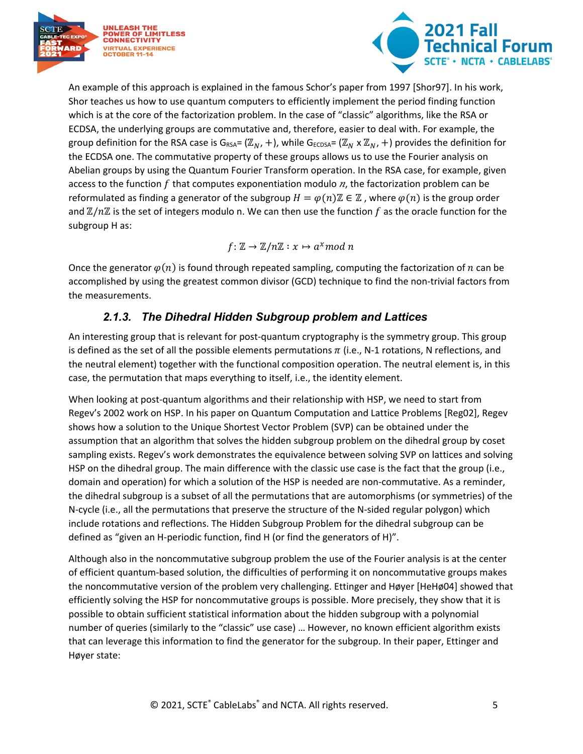An example of this approach is explained in the famous Schor's paper from 1997 [Shor97]. In his work, Shor teaches us how to use quantum computers to efficiently implement the period finding function which is at the core of the factorization problem. In the case of "classic" algorithms, like the RSA or ECDSA, the underlying groups are commutative and, therefore, easier to deal with. For example, the group definition for the RSA case is $G_{RSA}$= $(\mathbb{Z}_N, +)$, while $G_{ECDSA}$= $(\mathbb{Z}_N \text{ x } \mathbb{Z}_N, +)$ provides the definition for the ECDSA one. The commutative property of these groups allows us to use the Fourier analysis on Abelian groups by using the Quantum Fourier Transform operation. In the RSA case, for example, given access to the function $f$ that computes exponentiation modulo $n$, the factorization problem can be reformulated as finding a generator of the subgroup $H = \varphi(n)\mathbb{Z} \in \mathbb{Z}$ , where $\varphi(n)$ is the group order and $\mathbb{Z}/n\mathbb{Z}$ is the set of integers modulo n. We can then use the function $f$ as the oracle function for the subgroup H as:

$$f: \mathbb{Z} \to \mathbb{Z}/n\mathbb{Z} : x \mapsto a^x mod\ n$$

Once the generator $\varphi(n)$ is found through repeated sampling, computing the factorization of $n$ can be accomplished by using the greatest common divisor (GCD) technique to find the non-trivial factors from the measurements.

### *2.1.3. The Dihedral Hidden Subgroup problem and Lattices*

An interesting group that is relevant for post-quantum cryptography is the symmetry group. This group is defined as the set of all the possible elements permutations $\pi$ (i.e., N-1 rotations, N reflections, and the neutral element) together with the functional composition operation. The neutral element is, in this case, the permutation that maps everything to itself, i.e., the identity element.

When looking at post-quantum algorithms and their relationship with HSP, we need to start from Regev's 2002 work on HSP. In his paper on Quantum Computation and Lattice Problems [Reg02], Regev shows how a solution to the Unique Shortest Vector Problem (SVP) can be obtained under the assumption that an algorithm that solves the hidden subgroup problem on the dihedral group by coset sampling exists. Regev's work demonstrates the equivalence between solving SVP on lattices and solving HSP on the dihedral group. The main difference with the classic use case is the fact that the group (i.e., domain and operation) for which a solution of the HSP is needed are non-commutative. As a reminder, the dihedral subgroup is a subset of all the permutations that are automorphisms (or symmetries) of the N-cycle (i.e., all the permutations that preserve the structure of the N-sided regular polygon) which include rotations and reflections. The Hidden Subgroup Problem for the dihedral subgroup can be defined as "given an H-periodic function, find H (or find the generators of H)".

Although also in the noncommutative subgroup problem the use of the Fourier analysis is at the center of efficient quantum-based solution, the difficulties of performing it on noncommutative groups makes the noncommutative version of the problem very challenging. Ettinger and Høyer [HeHø04] showed that efficiently solving the HSP for noncommutative groups is possible. More precisely, they show that it is possible to obtain sufficient statistical information about the hidden subgroup with a polynomial number of queries (similarly to the "classic" use case) … However, no known efficient algorithm exists that can leverage this information to find the generator for the subgroup. In their paper, Ettinger and Høyer state: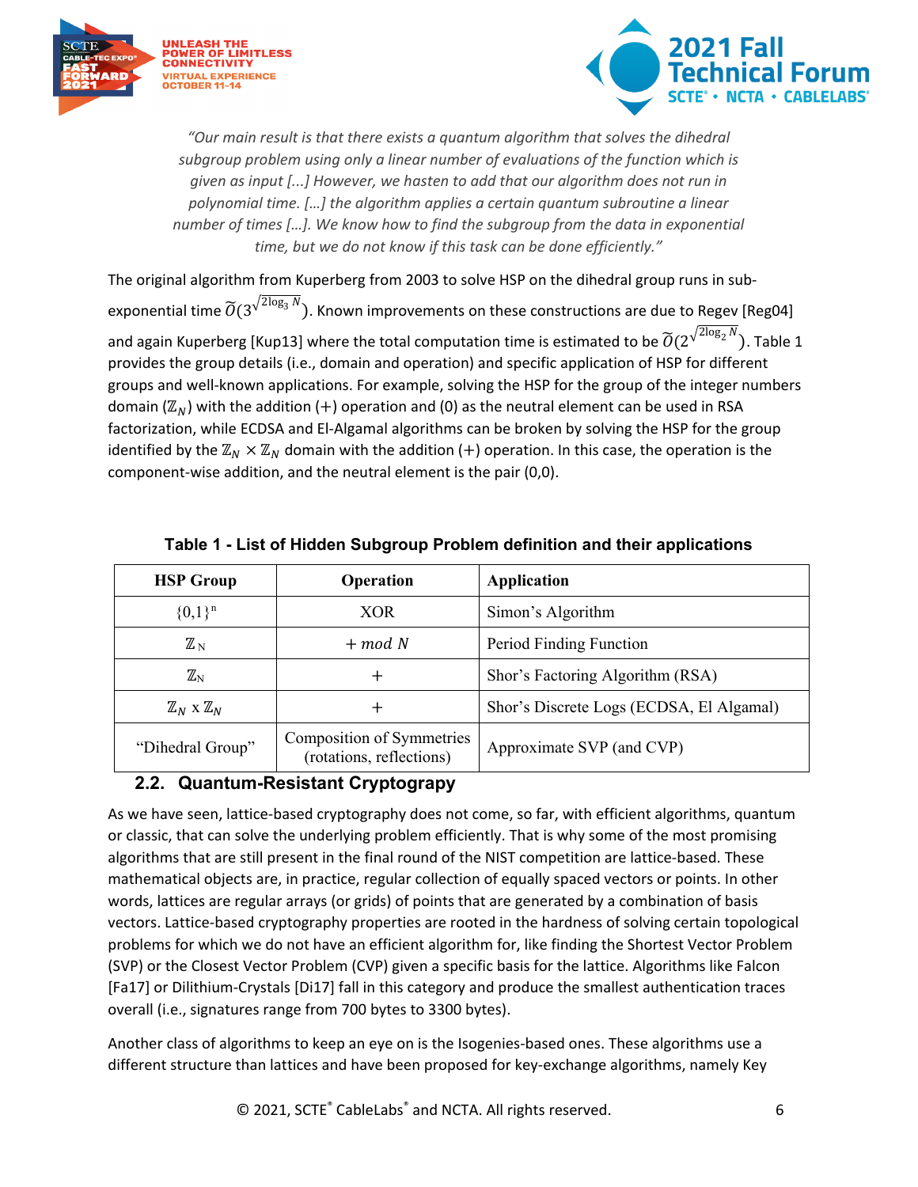*"Our main result is that there exists a quantum algorithm that solves the dihedral subgroup problem using only a linear number of evaluations of the function which is given as input [...] However, we hasten to add that our algorithm does not run in polynomial time. […] the algorithm applies a certain quantum subroutine a linear number of times […]. We know how to find the subgroup from the data in exponential time, but we do not know if this task can be done efficiently."*

The original algorithm from Kuperberg from 2003 to solve HSP on the dihedral group runs in sub-exponential time $\widetilde{O}(3^{\sqrt{2\log_3 N}})$. Known improvements on these constructions are due to Regev [Reg04] and again Kuperberg [Kup13] where the total computation time is estimated to be $\widetilde{O}(2^{\sqrt{2\log_2 N}})$. Table 1 provides the group details (i.e., domain and operation) and specific application of HSP for different groups and well-known applications. For example, solving the HSP for the group of the integer numbers domain ($\mathbb{Z}_N$) with the addition ($+$) operation and (0) as the neutral element can be used in RSA factorization, while ECDSA and El-Algamal algorithms can be broken by solving the HSP for the group identified by the $\mathbb{Z}_N \times \mathbb{Z}_N$ domain with the addition ($+$) operation. In this case, the operation is the component-wise addition, and the neutral element is the pair (0,0).

**Table 1 - List of Hidden Subgroup Problem definition and their applications**

| HSP Group | Operation | Application |
|---|---|---|
| $\{0,1\}^n$ | XOR | Simon's Algorithm |
| $\mathbb{Z}_N$ | $+ \mod N$ | Period Finding Function |
| $\mathbb{Z}_N$ | $+$ | Shor's Factoring Algorithm (RSA) |
| $\mathbb{Z}_N \times \mathbb{Z}_N$ | $+$ | Shor's Discrete Logs (ECDSA, El Algamal) |
| "Dihedral Group" | Composition of Symmetries (rotations, reflections) | Approximate SVP (and CVP) |

## 2.2. Quantum-Resistant Cryptograpy

As we have seen, lattice-based cryptography does not come, so far, with efficient algorithms, quantum or classic, that can solve the underlying problem efficiently. That is why some of the most promising algorithms that are still present in the final round of the NIST competition are lattice-based. These mathematical objects are, in practice, regular collection of equally spaced vectors or points. In other words, lattices are regular arrays (or grids) of points that are generated by a combination of basis vectors. Lattice-based cryptography properties are rooted in the hardness of solving certain topological problems for which we do not have an efficient algorithm for, like finding the Shortest Vector Problem (SVP) or the Closest Vector Problem (CVP) given a specific basis for the lattice. Algorithms like Falcon [Fa17] or Dilithium-Crystals [Di17] fall in this category and produce the smallest authentication traces overall (i.e., signatures range from 700 bytes to 3300 bytes).

Another class of algorithms to keep an eye on is the Isogenies-based ones. These algorithms use a different structure than lattices and have been proposed for key-exchange algorithms, namely Key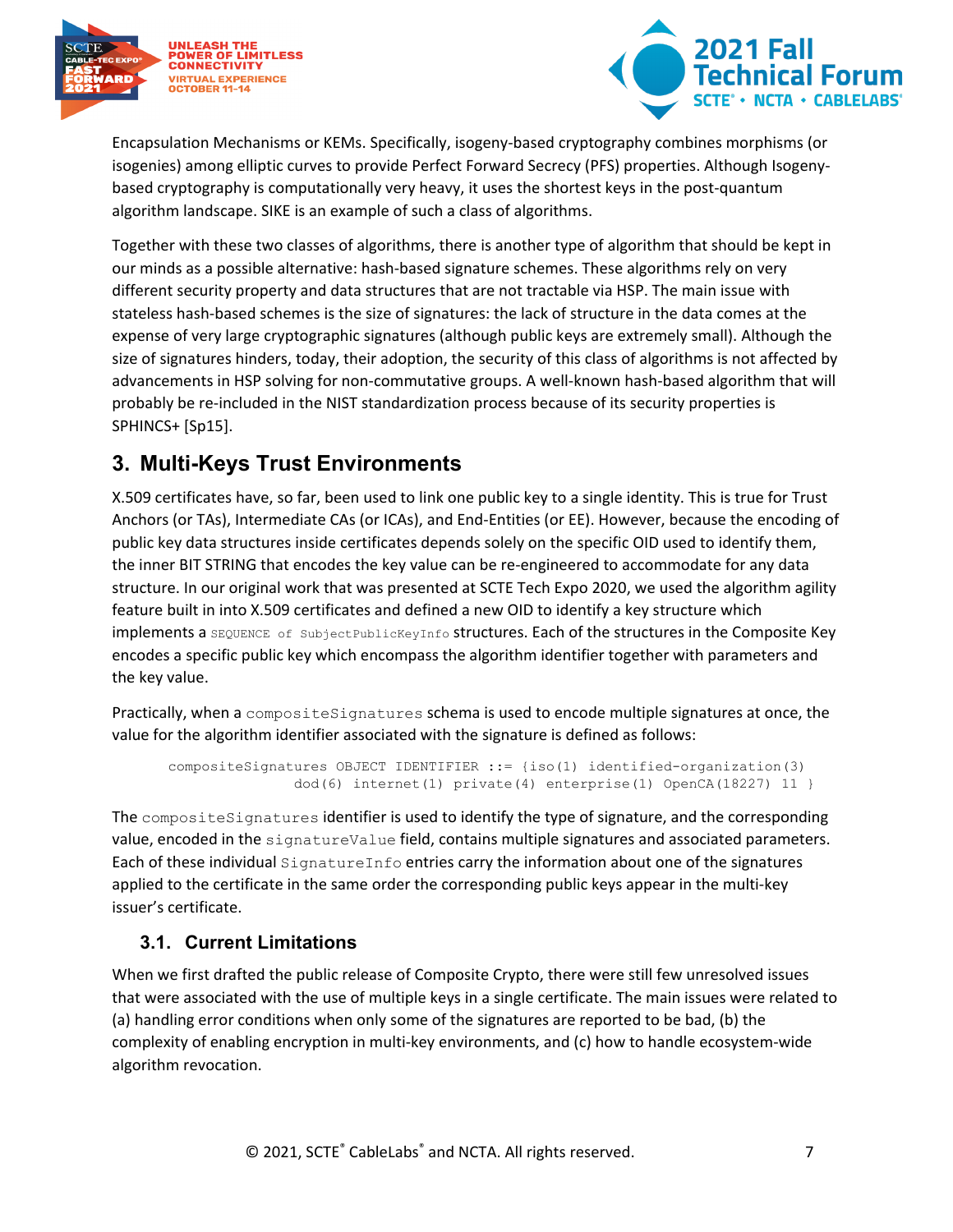Encapsulation Mechanisms or KEMs. Specifically, isogeny-based cryptography combines morphisms (or isogenies) among elliptic curves to provide Perfect Forward Secrecy (PFS) properties. Although Isogeny-based cryptography is computationally very heavy, it uses the shortest keys in the post-quantum algorithm landscape. SIKE is an example of such a class of algorithms.

Together with these two classes of algorithms, there is another type of algorithm that should be kept in our minds as a possible alternative: hash-based signature schemes. These algorithms rely on very different security property and data structures that are not tractable via HSP. The main issue with stateless hash-based schemes is the size of signatures: the lack of structure in the data comes at the expense of very large cryptographic signatures (although public keys are extremely small). Although the size of signatures hinders, today, their adoption, the security of this class of algorithms is not affected by advancements in HSP solving for non-commutative groups. A well-known hash-based algorithm that will probably be re-included in the NIST standardization process because of its security properties is SPHINCS+ [Sp15].

## 3. Multi-Keys Trust Environments

X.509 certificates have, so far, been used to link one public key to a single identity. This is true for Trust Anchors (or TAs), Intermediate CAs (or ICAs), and End-Entities (or EE). However, because the encoding of public key data structures inside certificates depends solely on the specific OID used to identify them, the inner BIT STRING that encodes the key value can be re-engineered to accommodate for any data structure. In our original work that was presented at SCTE Tech Expo 2020, we used the algorithm agility feature built in into X.509 certificates and defined a new OID to identify a key structure which implements a `SEQUENCE of SubjectPublicKeyInfo` structures. Each of the structures in the Composite Key encodes a specific public key which encompass the algorithm identifier together with parameters and the key value.

Practically, when a `compositeSignatures` schema is used to encode multiple signatures at once, the value for the algorithm identifier associated with the signature is defined as follows:

```
compositeSignatures OBJECT IDENTIFIER ::= {iso(1) identified-organization(3)
              dod(6) internet(1) private(4) enterprise(1) OpenCA(18227) 11 }
```

The `compositeSignatures` identifier is used to identify the type of signature, and the corresponding value, encoded in the `signatureValue` field, contains multiple signatures and associated parameters. Each of these individual `SignatureInfo` entries carry the information about one of the signatures applied to the certificate in the same order the corresponding public keys appear in the multi-key issuer's certificate.

### 3.1. Current Limitations

When we first drafted the public release of Composite Crypto, there were still few unresolved issues that were associated with the use of multiple keys in a single certificate. The main issues were related to (a) handling error conditions when only some of the signatures are reported to be bad, (b) the complexity of enabling encryption in multi-key environments, and (c) how to handle ecosystem-wide algorithm revocation.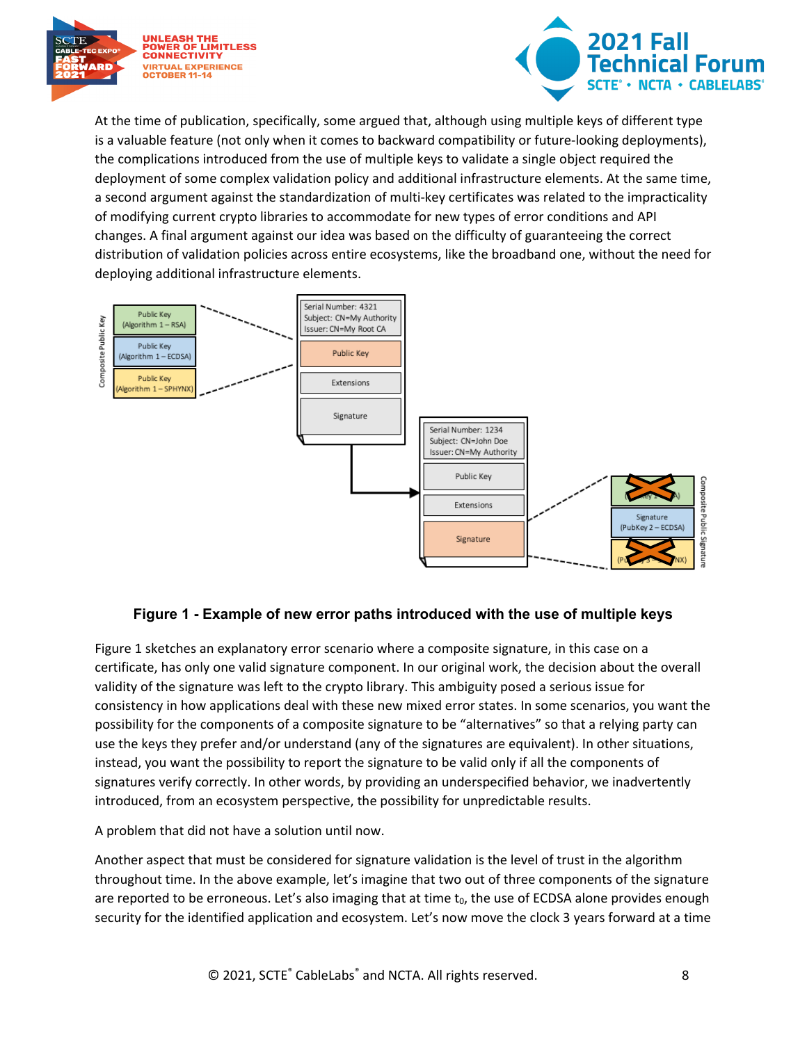At the time of publication, specifically, some argued that, although using multiple keys of different type is a valuable feature (not only when it comes to backward compatibility or future-looking deployments), the complications introduced from the use of multiple keys to validate a single object required the deployment of some complex validation policy and additional infrastructure elements. At the same time, a second argument against the standardization of multi-key certificates was related to the impracticality of modifying current crypto libraries to accommodate for new types of error conditions and API changes. A final argument against our idea was based on the difficulty of guaranteeing the correct distribution of validation policies across entire ecosystems, like the broadband one, without the need for deploying additional infrastructure elements.

**Figure 1 - Example of new error paths introduced with the use of multiple keys**

Figure 1 sketches an explanatory error scenario where a composite signature, in this case on a certificate, has only one valid signature component. In our original work, the decision about the overall validity of the signature was left to the crypto library. This ambiguity posed a serious issue for consistency in how applications deal with these new mixed error states. In some scenarios, you want the possibility for the components of a composite signature to be "alternatives" so that a relying party can use the keys they prefer and/or understand (any of the signatures are equivalent). In other situations, instead, you want the possibility to report the signature to be valid only if all the components of signatures verify correctly. In other words, by providing an underspecified behavior, we inadvertently introduced, from an ecosystem perspective, the possibility for unpredictable results.

A problem that did not have a solution until now.

Another aspect that must be considered for signature validation is the level of trust in the algorithm throughout time. In the above example, let's imagine that two out of three components of the signature are reported to be erroneous. Let's also imaging that at time $t_0$, the use of ECDSA alone provides enough security for the identified application and ecosystem. Let's now move the clock 3 years forward at a time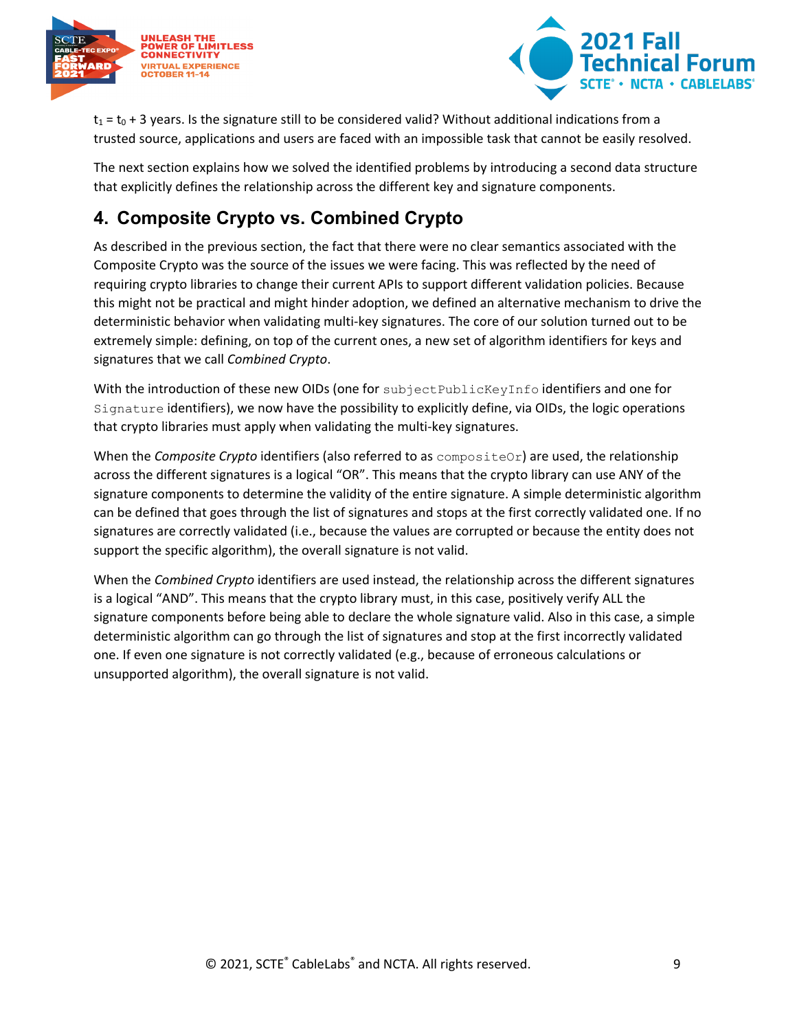$t_1 = t_0 + 3$ years. Is the signature still to be considered valid? Without additional indications from a trusted source, applications and users are faced with an impossible task that cannot be easily resolved.

The next section explains how we solved the identified problems by introducing a second data structure that explicitly defines the relationship across the different key and signature components.

## 4. Composite Crypto vs. Combined Crypto

As described in the previous section, the fact that there were no clear semantics associated with the Composite Crypto was the source of the issues we were facing. This was reflected by the need of requiring crypto libraries to change their current APIs to support different validation policies. Because this might not be practical and might hinder adoption, we defined an alternative mechanism to drive the deterministic behavior when validating multi-key signatures. The core of our solution turned out to be extremely simple: defining, on top of the current ones, a new set of algorithm identifiers for keys and signatures that we call *Combined Crypto*.

With the introduction of these new OIDs (one for `subjectPublicKeyInfo` identifiers and one for `Signature` identifiers), we now have the possibility to explicitly define, via OIDs, the logic operations that crypto libraries must apply when validating the multi-key signatures.

When the *Composite Crypto* identifiers (also referred to as `compositeOr`) are used, the relationship across the different signatures is a logical “OR”. This means that the crypto library can use ANY of the signature components to determine the validity of the entire signature. A simple deterministic algorithm can be defined that goes through the list of signatures and stops at the first correctly validated one. If no signatures are correctly validated (i.e., because the values are corrupted or because the entity does not support the specific algorithm), the overall signature is not valid.

When the *Combined Crypto* identifiers are used instead, the relationship across the different signatures is a logical “AND”. This means that the crypto library must, in this case, positively verify ALL the signature components before being able to declare the whole signature valid. Also in this case, a simple deterministic algorithm can go through the list of signatures and stop at the first incorrectly validated one. If even one signature is not correctly validated (e.g., because of erroneous calculations or unsupported algorithm), the overall signature is not valid.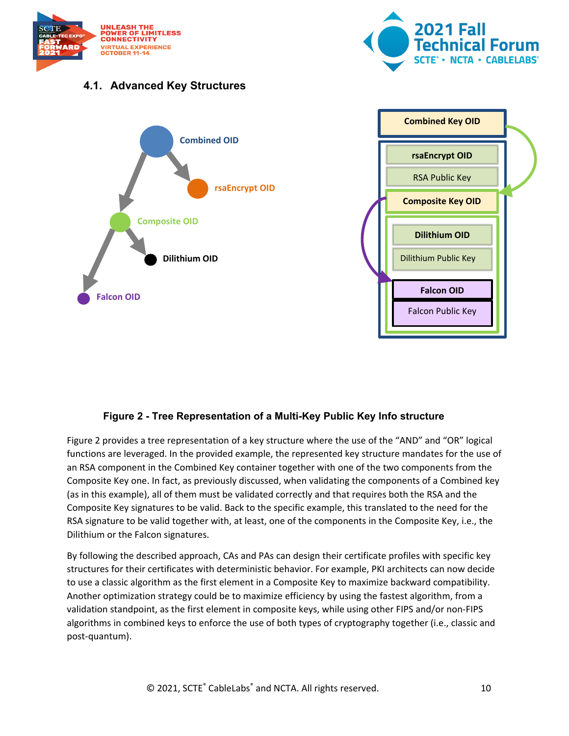### 4.1. Advanced Key Structures

Figure 2 - Tree Representation of a Multi-Key Public Key Info structure

Figure 2 provides a tree representation of a key structure where the use of the "AND" and "OR" logical functions are leveraged. In the provided example, the represented key structure mandates for the use of an RSA component in the Combined Key container together with one of the two components from the Composite Key one. In fact, as previously discussed, when validating the components of a Combined key (as in this example), all of them must be validated correctly and that requires both the RSA and the Composite Key signatures to be valid. Back to the specific example, this translated to the need for the RSA signature to be valid together with, at least, one of the components in the Composite Key, i.e., the Dilithium or the Falcon signatures.

By following the described approach, CAs and PAs can design their certificate profiles with specific key structures for their certificates with deterministic behavior. For example, PKI architects can now decide to use a classic algorithm as the first element in a Composite Key to maximize backward compatibility. Another optimization strategy could be to maximize efficiency by using the fastest algorithm, from a validation standpoint, as the first element in composite keys, while using other FIPS and/or non-FIPS algorithms in combined keys to enforce the use of both types of cryptography together (i.e., classic and post-quantum).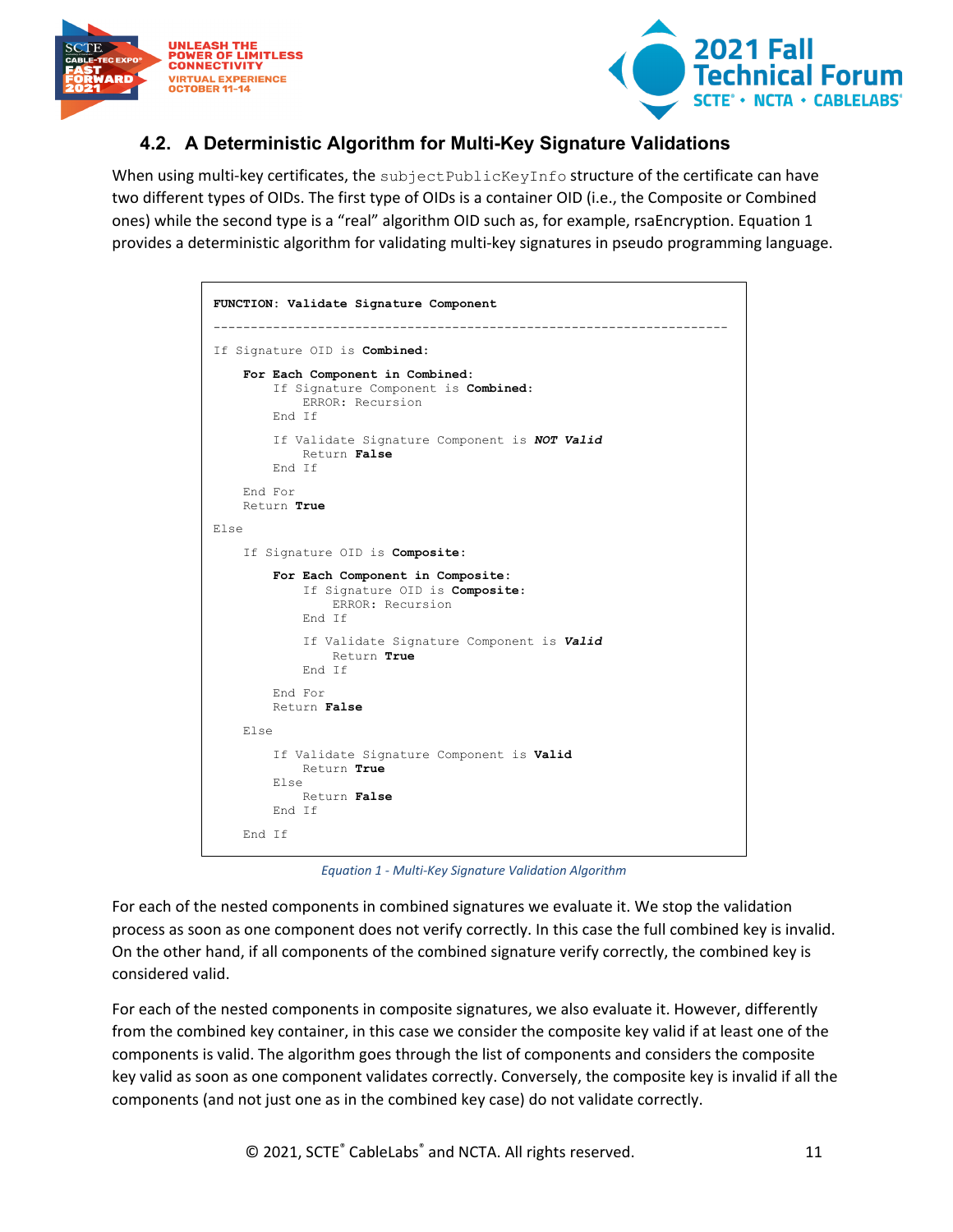### 4.2. A Deterministic Algorithm for Multi-Key Signature Validations

When using multi-key certificates, the `subjectPublicKeyInfo` structure of the certificate can have two different types of OIDs. The first type of OIDs is a container OID (i.e., the Composite or Combined ones) while the second type is a "real" algorithm OID such as, for example, rsaEncryption. Equation 1 provides a deterministic algorithm for validating multi-key signatures in pseudo programming language.

```
FUNCTION: Validate Signature Component
-------------------------------------------------------------------
If Signature OID is Combined:

    For Each Component in Combined:
        If Signature Component is Combined:
            ERROR: Recursion
        End If

        If Validate Signature Component is NOT Valid
            Return False
        End If

    End For
    Return True

Else

    If Signature OID is Composite:

        For Each Component in Composite:
            If Signature OID is Composite:
                ERROR: Recursion
            End If

            If Validate Signature Component is Valid
                Return True
            End If

        End For
        Return False

    Else

        If Validate Signature Component is Valid
            Return True
        Else
            Return False
        End If

    End If
```

*Equation 1 - Multi-Key Signature Validation Algorithm*

For each of the nested components in combined signatures we evaluate it. We stop the validation process as soon as one component does not verify correctly. In this case the full combined key is invalid. On the other hand, if all components of the combined signature verify correctly, the combined key is considered valid.

For each of the nested components in composite signatures, we also evaluate it. However, differently from the combined key container, in this case we consider the composite key valid if at least one of the components is valid. The algorithm goes through the list of components and considers the composite key valid as soon as one component validates correctly. Conversely, the composite key is invalid if all the components (and not just one as in the combined key case) do not validate correctly.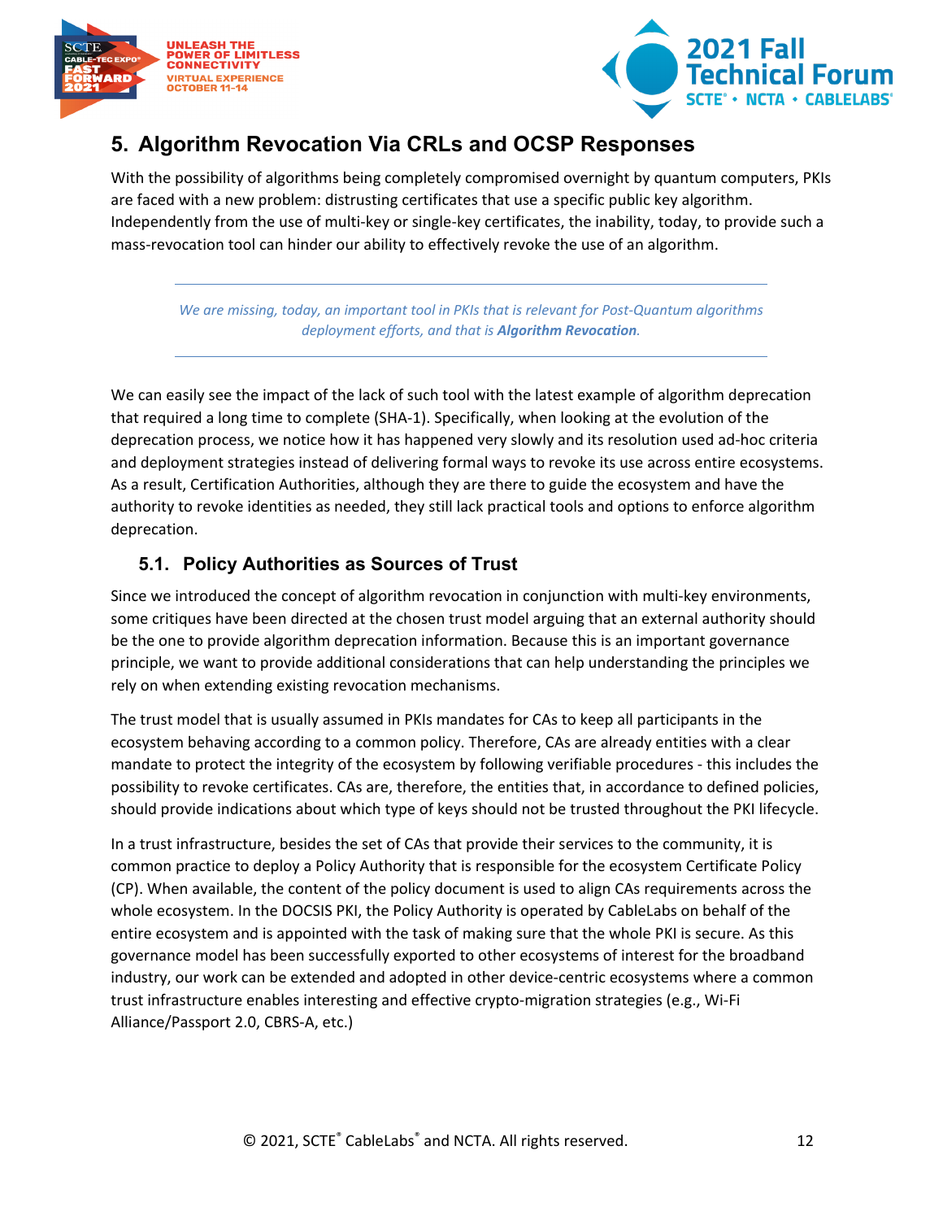## 5. Algorithm Revocation Via CRLs and OCSP Responses

With the possibility of algorithms being completely compromised overnight by quantum computers, PKIs are faced with a new problem: distrusting certificates that use a specific public key algorithm. Independently from the use of multi-key or single-key certificates, the inability, today, to provide such a mass-revocation tool can hinder our ability to effectively revoke the use of an algorithm.

---

*We are missing, today, an important tool in PKIs that is relevant for Post-Quantum algorithms deployment efforts, and that is **Algorithm Revocation**.*

---

We can easily see the impact of the lack of such tool with the latest example of algorithm deprecation that required a long time to complete (SHA-1). Specifically, when looking at the evolution of the deprecation process, we notice how it has happened very slowly and its resolution used ad-hoc criteria and deployment strategies instead of delivering formal ways to revoke its use across entire ecosystems. As a result, Certification Authorities, although they are there to guide the ecosystem and have the authority to revoke identities as needed, they still lack practical tools and options to enforce algorithm deprecation.

### 5.1. Policy Authorities as Sources of Trust

Since we introduced the concept of algorithm revocation in conjunction with multi-key environments, some critiques have been directed at the chosen trust model arguing that an external authority should be the one to provide algorithm deprecation information. Because this is an important governance principle, we want to provide additional considerations that can help understanding the principles we rely on when extending existing revocation mechanisms.

The trust model that is usually assumed in PKIs mandates for CAs to keep all participants in the ecosystem behaving according to a common policy. Therefore, CAs are already entities with a clear mandate to protect the integrity of the ecosystem by following verifiable procedures - this includes the possibility to revoke certificates. CAs are, therefore, the entities that, in accordance to defined policies, should provide indications about which type of keys should not be trusted throughout the PKI lifecycle.

In a trust infrastructure, besides the set of CAs that provide their services to the community, it is common practice to deploy a Policy Authority that is responsible for the ecosystem Certificate Policy (CP). When available, the content of the policy document is used to align CAs requirements across the whole ecosystem. In the DOCSIS PKI, the Policy Authority is operated by CableLabs on behalf of the entire ecosystem and is appointed with the task of making sure that the whole PKI is secure. As this governance model has been successfully exported to other ecosystems of interest for the broadband industry, our work can be extended and adopted in other device-centric ecosystems where a common trust infrastructure enables interesting and effective crypto-migration strategies (e.g., Wi-Fi Alliance/Passport 2.0, CBRS-A, etc.)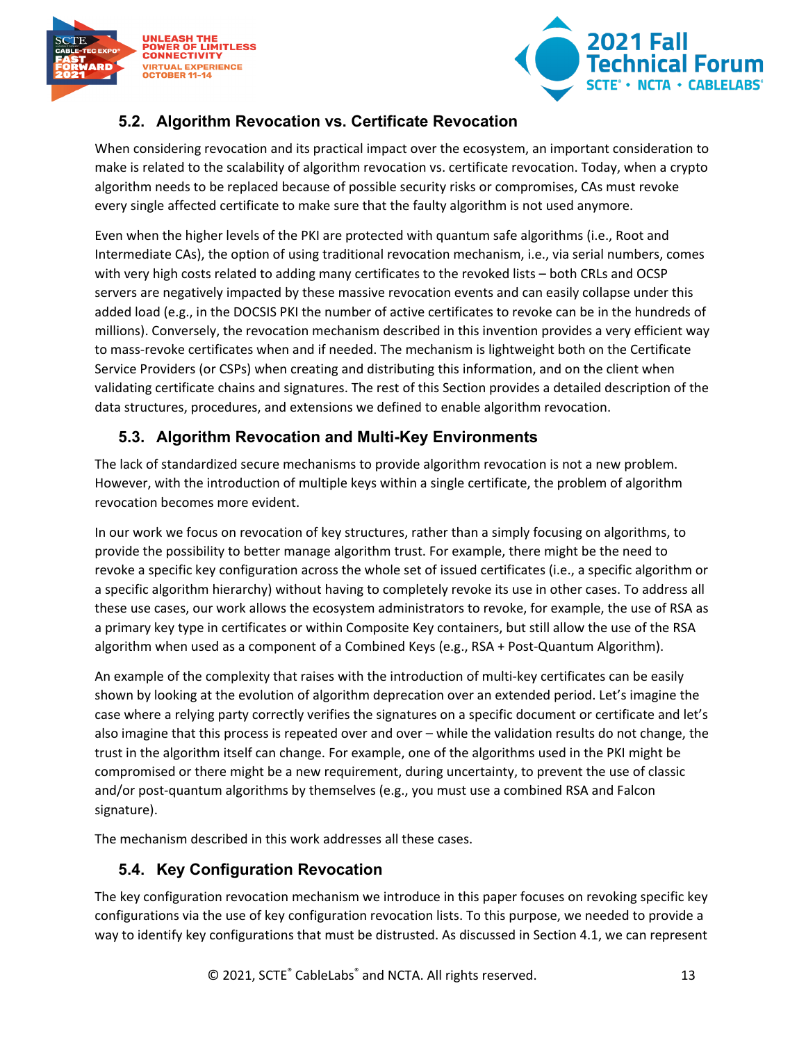## 5.2. Algorithm Revocation vs. Certificate Revocation

When considering revocation and its practical impact over the ecosystem, an important consideration to make is related to the scalability of algorithm revocation vs. certificate revocation. Today, when a crypto algorithm needs to be replaced because of possible security risks or compromises, CAs must revoke every single affected certificate to make sure that the faulty algorithm is not used anymore.

Even when the higher levels of the PKI are protected with quantum safe algorithms (i.e., Root and Intermediate CAs), the option of using traditional revocation mechanism, i.e., via serial numbers, comes with very high costs related to adding many certificates to the revoked lists – both CRLs and OCSP servers are negatively impacted by these massive revocation events and can easily collapse under this added load (e.g., in the DOCSIS PKI the number of active certificates to revoke can be in the hundreds of millions). Conversely, the revocation mechanism described in this invention provides a very efficient way to mass-revoke certificates when and if needed. The mechanism is lightweight both on the Certificate Service Providers (or CSPs) when creating and distributing this information, and on the client when validating certificate chains and signatures. The rest of this Section provides a detailed description of the data structures, procedures, and extensions we defined to enable algorithm revocation.

## 5.3. Algorithm Revocation and Multi-Key Environments

The lack of standardized secure mechanisms to provide algorithm revocation is not a new problem. However, with the introduction of multiple keys within a single certificate, the problem of algorithm revocation becomes more evident.

In our work we focus on revocation of key structures, rather than a simply focusing on algorithms, to provide the possibility to better manage algorithm trust. For example, there might be the need to revoke a specific key configuration across the whole set of issued certificates (i.e., a specific algorithm or a specific algorithm hierarchy) without having to completely revoke its use in other cases. To address all these use cases, our work allows the ecosystem administrators to revoke, for example, the use of RSA as a primary key type in certificates or within Composite Key containers, but still allow the use of the RSA algorithm when used as a component of a Combined Keys (e.g., RSA + Post-Quantum Algorithm).

An example of the complexity that raises with the introduction of multi-key certificates can be easily shown by looking at the evolution of algorithm deprecation over an extended period. Let's imagine the case where a relying party correctly verifies the signatures on a specific document or certificate and let's also imagine that this process is repeated over and over – while the validation results do not change, the trust in the algorithm itself can change. For example, one of the algorithms used in the PKI might be compromised or there might be a new requirement, during uncertainty, to prevent the use of classic and/or post-quantum algorithms by themselves (e.g., you must use a combined RSA and Falcon signature).

The mechanism described in this work addresses all these cases.

## 5.4. Key Configuration Revocation

The key configuration revocation mechanism we introduce in this paper focuses on revoking specific key configurations via the use of key configuration revocation lists. To this purpose, we needed to provide a way to identify key configurations that must be distrusted. As discussed in Section 4.1, we can represent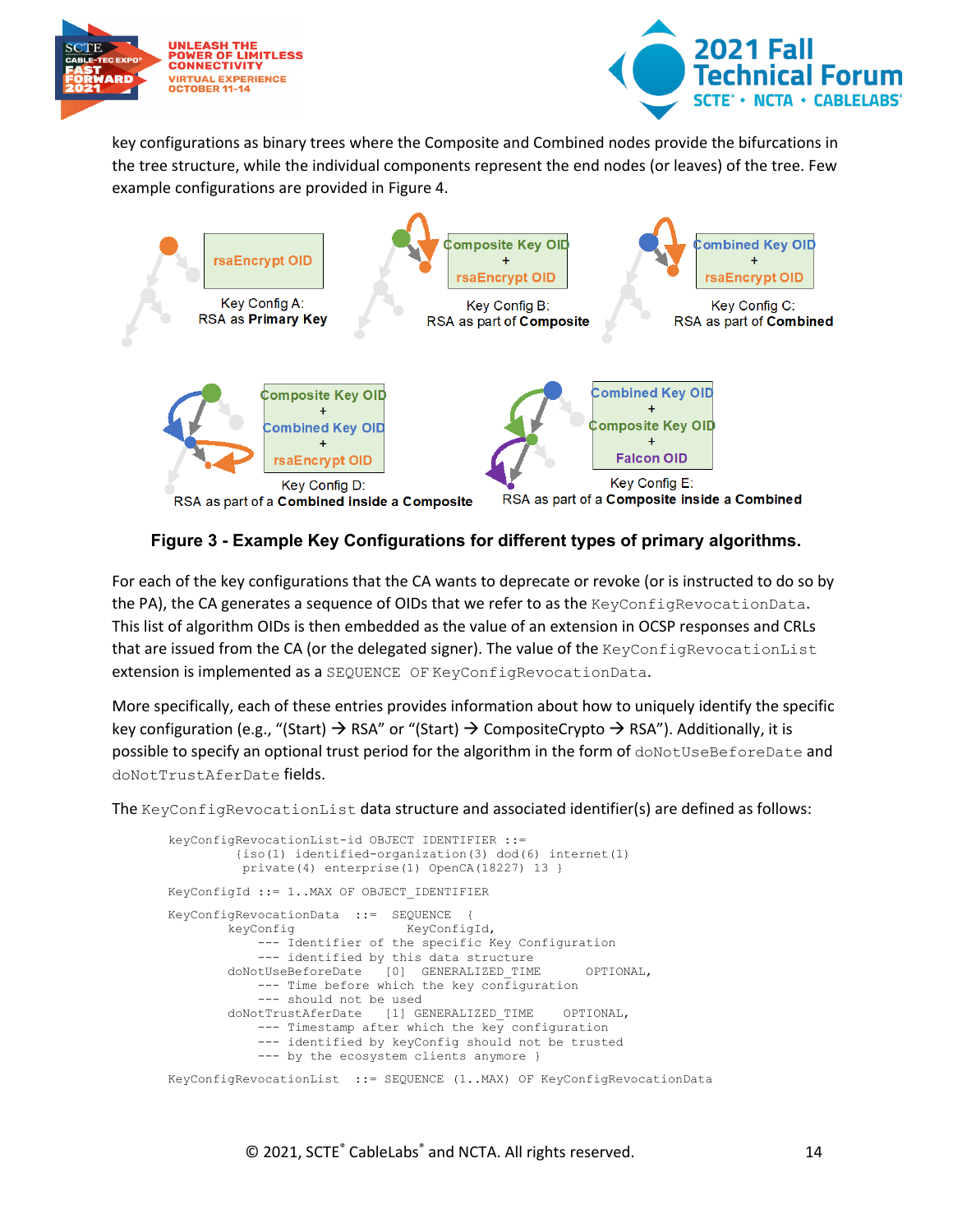key configurations as binary trees where the Composite and Combined nodes provide the bifurcations in the tree structure, while the individual components represent the end nodes (or leaves) of the tree. Few example configurations are provided in Figure 4.

rsaEncrypt OID

Key Config A:
RSA as **Primary Key**

Composite Key OID
+
rsaEncrypt OID

Key Config B:
RSA as part of **Composite**

Combined Key OID
+
rsaEncrypt OID

Key Config C:
RSA as part of **Combined**

Composite Key OID
+
Combined Key OID
+
rsaEncrypt OID

Key Config D:
RSA as part of a **Combined inside a Composite**

Combined Key OID
+
Composite Key OID
+
Falcon OID

Key Config E:
RSA as part of a **Composite inside a Combined**

**Figure 3 - Example Key Configurations for different types of primary algorithms.**

For each of the key configurations that the CA wants to deprecate or revoke (or is instructed to do so by the PA), the CA generates a sequence of OIDs that we refer to as the `KeyConfigRevocationData`. This list of algorithm OIDs is then embedded as the value of an extension in OCSP responses and CRLs that are issued from the CA (or the delegated signer). The value of the `KeyConfigRevocationList` extension is implemented as a `SEQUENCE OF KeyConfigRevocationData`.

More specifically, each of these entries provides information about how to uniquely identify the specific key configuration (e.g., “(Start) → RSA” or “(Start) → CompositeCrypto → RSA”). Additionally, it is possible to specify an optional trust period for the algorithm in the form of `doNotUseBeforeDate` and `doNotTrustAferDate` fields.

The `KeyConfigRevocationList` data structure and associated identifier(s) are defined as follows:

```
keyConfigRevocationList-id OBJECT IDENTIFIER ::=
          {iso(1) identified-organization(3) dod(6) internet(1)
           private(4) enterprise(1) OpenCA(18227) 13 }

KeyConfigId ::= 1..MAX OF OBJECT_IDENTIFIER

KeyConfigRevocationData  ::=  SEQUENCE  {
        keyConfig                   KeyConfigId,
            --- Identifier of the specific Key Configuration
            --- identified by this data structure
        doNotUseBeforeDate    [0]  GENERALIZED_TIME      OPTIONAL,
            --- Time before which the key configuration
            --- should not be used
        doNotTrustAferDate    [1] GENERALIZED_TIME     OPTIONAL,
            --- Timestamp after which the key configuration
            --- identified by keyConfig should not be trusted
            --- by the ecosystem clients anymore }

KeyConfigRevocationList  ::= SEQUENCE (1..MAX) OF KeyConfigRevocationData
```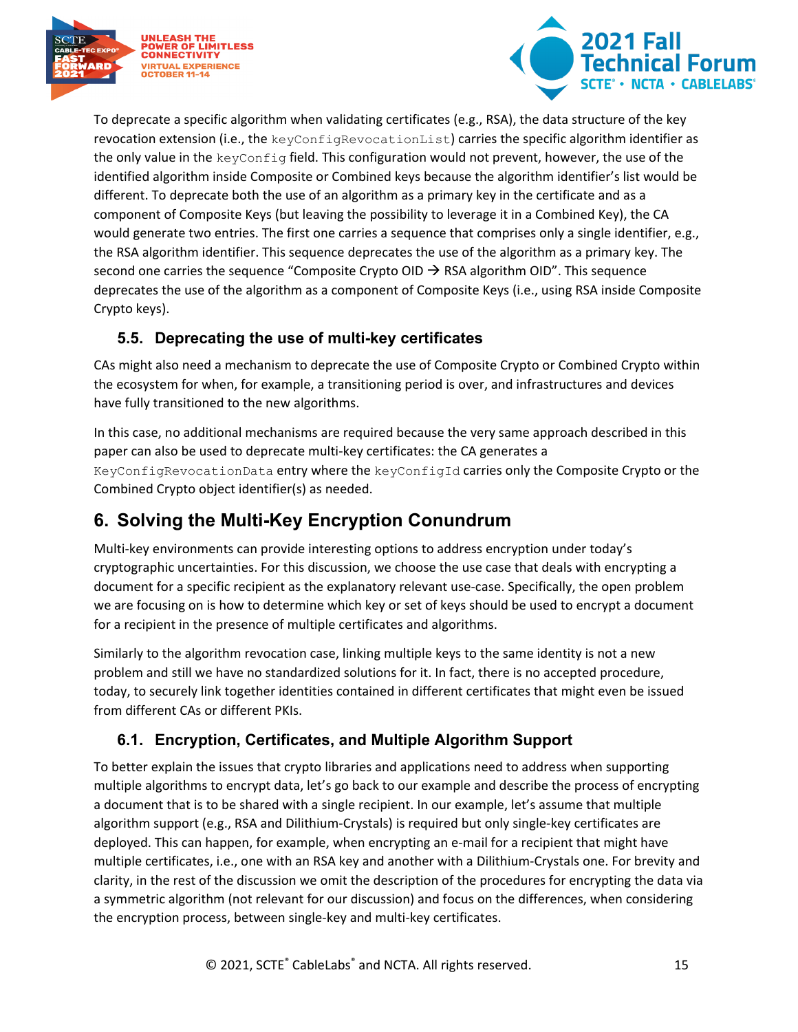To deprecate a specific algorithm when validating certificates (e.g., RSA), the data structure of the key revocation extension (i.e., the `keyConfigRevocationList`) carries the specific algorithm identifier as the only value in the `keyConfig` field. This configuration would not prevent, however, the use of the identified algorithm inside Composite or Combined keys because the algorithm identifier's list would be different. To deprecate both the use of an algorithm as a primary key in the certificate and as a component of Composite Keys (but leaving the possibility to leverage it in a Combined Key), the CA would generate two entries. The first one carries a sequence that comprises only a single identifier, e.g., the RSA algorithm identifier. This sequence deprecates the use of the algorithm as a primary key. The second one carries the sequence "Composite Crypto OID → RSA algorithm OID". This sequence deprecates the use of the algorithm as a component of Composite Keys (i.e., using RSA inside Composite Crypto keys).

### 5.5. Deprecating the use of multi-key certificates

CAs might also need a mechanism to deprecate the use of Composite Crypto or Combined Crypto within the ecosystem for when, for example, a transitioning period is over, and infrastructures and devices have fully transitioned to the new algorithms.

In this case, no additional mechanisms are required because the very same approach described in this paper can also be used to deprecate multi-key certificates: the CA generates a `KeyConfigRevocationData` entry where the `keyConfigId` carries only the Composite Crypto or the Combined Crypto object identifier(s) as needed.

## 6. Solving the Multi-Key Encryption Conundrum

Multi-key environments can provide interesting options to address encryption under today's cryptographic uncertainties. For this discussion, we choose the use case that deals with encrypting a document for a specific recipient as the explanatory relevant use-case. Specifically, the open problem we are focusing on is how to determine which key or set of keys should be used to encrypt a document for a recipient in the presence of multiple certificates and algorithms.

Similarly to the algorithm revocation case, linking multiple keys to the same identity is not a new problem and still we have no standardized solutions for it. In fact, there is no accepted procedure, today, to securely link together identities contained in different certificates that might even be issued from different CAs or different PKIs.

### 6.1. Encryption, Certificates, and Multiple Algorithm Support

To better explain the issues that crypto libraries and applications need to address when supporting multiple algorithms to encrypt data, let's go back to our example and describe the process of encrypting a document that is to be shared with a single recipient. In our example, let's assume that multiple algorithm support (e.g., RSA and Dilithium-Crystals) is required but only single-key certificates are deployed. This can happen, for example, when encrypting an e-mail for a recipient that might have multiple certificates, i.e., one with an RSA key and another with a Dilithium-Crystals one. For brevity and clarity, in the rest of the discussion we omit the description of the procedures for encrypting the data via a symmetric algorithm (not relevant for our discussion) and focus on the differences, when considering the encryption process, between single-key and multi-key certificates.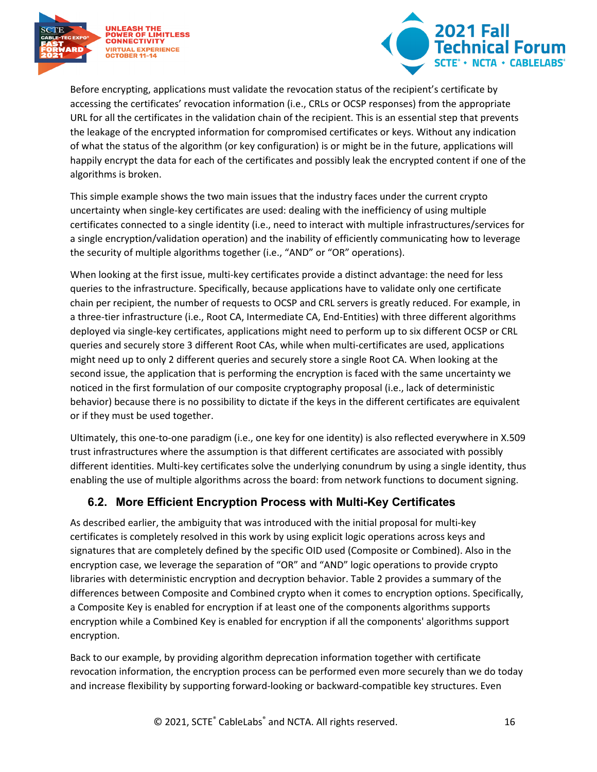Before encrypting, applications must validate the revocation status of the recipient's certificate by accessing the certificates' revocation information (i.e., CRLs or OCSP responses) from the appropriate URL for all the certificates in the validation chain of the recipient. This is an essential step that prevents the leakage of the encrypted information for compromised certificates or keys. Without any indication of what the status of the algorithm (or key configuration) is or might be in the future, applications will happily encrypt the data for each of the certificates and possibly leak the encrypted content if one of the algorithms is broken.

This simple example shows the two main issues that the industry faces under the current crypto uncertainty when single-key certificates are used: dealing with the inefficiency of using multiple certificates connected to a single identity (i.e., need to interact with multiple infrastructures/services for a single encryption/validation operation) and the inability of efficiently communicating how to leverage the security of multiple algorithms together (i.e., "AND" or "OR" operations).

When looking at the first issue, multi-key certificates provide a distinct advantage: the need for less queries to the infrastructure. Specifically, because applications have to validate only one certificate chain per recipient, the number of requests to OCSP and CRL servers is greatly reduced. For example, in a three-tier infrastructure (i.e., Root CA, Intermediate CA, End-Entities) with three different algorithms deployed via single-key certificates, applications might need to perform up to six different OCSP or CRL queries and securely store 3 different Root CAs, while when multi-certificates are used, applications might need up to only 2 different queries and securely store a single Root CA. When looking at the second issue, the application that is performing the encryption is faced with the same uncertainty we noticed in the first formulation of our composite cryptography proposal (i.e., lack of deterministic behavior) because there is no possibility to dictate if the keys in the different certificates are equivalent or if they must be used together.

Ultimately, this one-to-one paradigm (i.e., one key for one identity) is also reflected everywhere in X.509 trust infrastructures where the assumption is that different certificates are associated with possibly different identities. Multi-key certificates solve the underlying conundrum by using a single identity, thus enabling the use of multiple algorithms across the board: from network functions to document signing.

## 6.2. More Efficient Encryption Process with Multi-Key Certificates

As described earlier, the ambiguity that was introduced with the initial proposal for multi-key certificates is completely resolved in this work by using explicit logic operations across keys and signatures that are completely defined by the specific OID used (Composite or Combined). Also in the encryption case, we leverage the separation of "OR" and "AND" logic operations to provide crypto libraries with deterministic encryption and decryption behavior. Table 2 provides a summary of the differences between Composite and Combined crypto when it comes to encryption options. Specifically, a Composite Key is enabled for encryption if at least one of the components algorithms supports encryption while a Combined Key is enabled for encryption if all the components' algorithms support encryption.

Back to our example, by providing algorithm deprecation information together with certificate revocation information, the encryption process can be performed even more securely than we do today and increase flexibility by supporting forward-looking or backward-compatible key structures. Even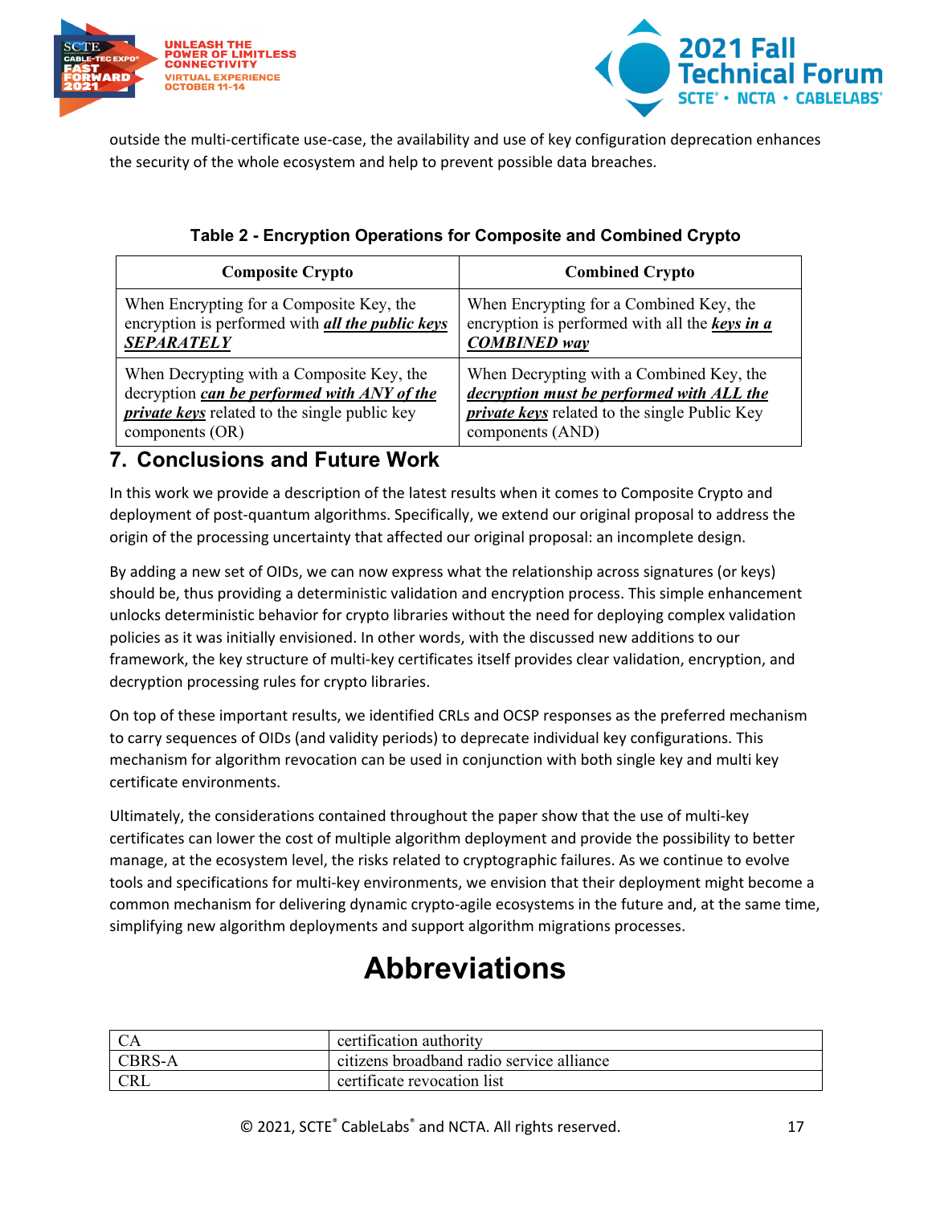outside the multi-certificate use-case, the availability and use of key configuration deprecation enhances the security of the whole ecosystem and help to prevent possible data breaches.

**Table 2 - Encryption Operations for Composite and Combined Crypto**

| Composite Crypto | Combined Crypto |
|---|---|
| When Encrypting for a Composite Key, the encryption is performed with ***all the public keys SEPARATELY*** | When Encrypting for a Combined Key, the encryption is performed with all the ***keys in a COMBINED way*** |
| When Decrypting with a Composite Key, the decryption ***can be performed with ANY of the private keys*** related to the single public key components (OR) | When Decrypting with a Combined Key, the ***decryption must be performed with ALL the private keys*** related to the single Public Key components (AND) |

## 7. Conclusions and Future Work

In this work we provide a description of the latest results when it comes to Composite Crypto and deployment of post-quantum algorithms. Specifically, we extend our original proposal to address the origin of the processing uncertainty that affected our original proposal: an incomplete design.

By adding a new set of OIDs, we can now express what the relationship across signatures (or keys) should be, thus providing a deterministic validation and encryption process. This simple enhancement unlocks deterministic behavior for crypto libraries without the need for deploying complex validation policies as it was initially envisioned. In other words, with the discussed new additions to our framework, the key structure of multi-key certificates itself provides clear validation, encryption, and decryption processing rules for crypto libraries.

On top of these important results, we identified CRLs and OCSP responses as the preferred mechanism to carry sequences of OIDs (and validity periods) to deprecate individual key configurations. This mechanism for algorithm revocation can be used in conjunction with both single key and multi key certificate environments.

Ultimately, the considerations contained throughout the paper show that the use of multi-key certificates can lower the cost of multiple algorithm deployment and provide the possibility to better manage, at the ecosystem level, the risks related to cryptographic failures. As we continue to evolve tools and specifications for multi-key environments, we envision that their deployment might become a common mechanism for delivering dynamic crypto-agile ecosystems in the future and, at the same time, simplifying new algorithm deployments and support algorithm migrations processes.

# Abbreviations

| | |
|---|---|
| CA | certification authority |
| CBRS-A | citizens broadband radio service alliance |
| CRL | certificate revocation list |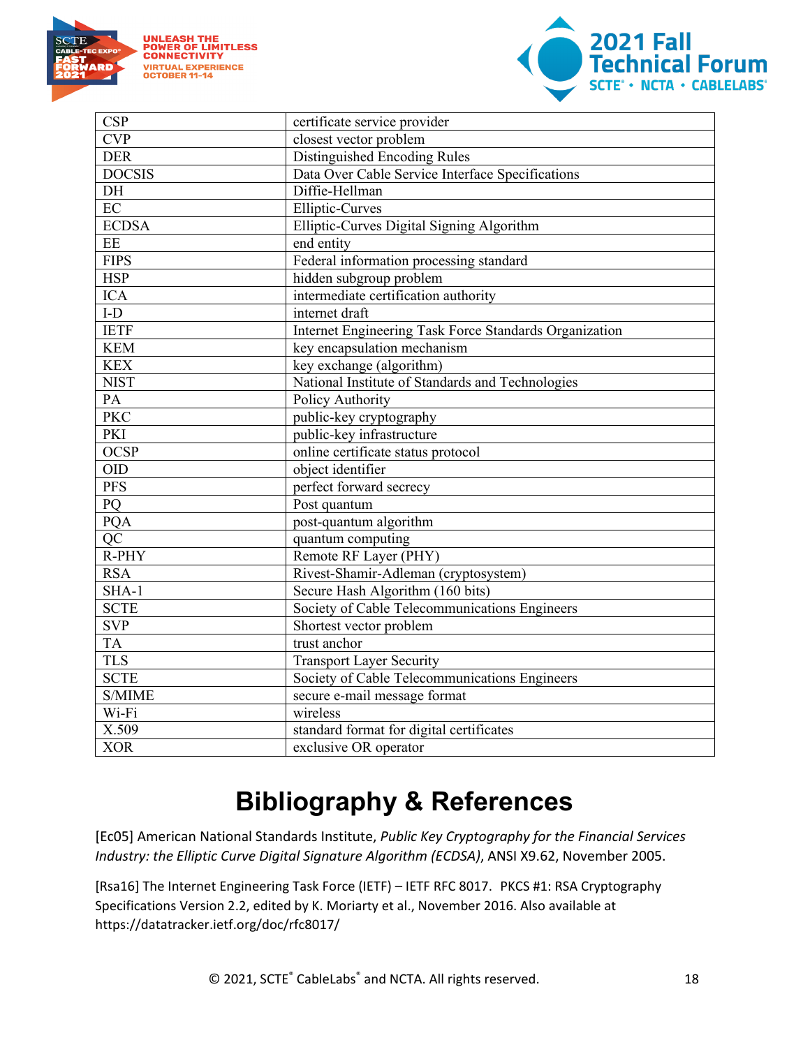| | |
|---|---|
| CSP | certificate service provider |
| CVP | closest vector problem |
| DER | Distinguished Encoding Rules |
| DOCSIS | Data Over Cable Service Interface Specifications |
| DH | Diffie-Hellman |
| EC | Elliptic-Curves |
| ECDSA | Elliptic-Curves Digital Signing Algorithm |
| EE | end entity |
| FIPS | Federal information processing standard |
| HSP | hidden subgroup problem |
| ICA | intermediate certification authority |
| I-D | internet draft |
| IETF | Internet Engineering Task Force Standards Organization |
| KEM | key encapsulation mechanism |
| KEX | key exchange (algorithm) |
| NIST | National Institute of Standards and Technologies |
| PA | Policy Authority |
| PKC | public-key cryptography |
| PKI | public-key infrastructure |
| OCSP | online certificate status protocol |
| OID | object identifier |
| PFS | perfect forward secrecy |
| PQ | Post quantum |
| PQA | post-quantum algorithm |
| QC | quantum computing |
| R-PHY | Remote RF Layer (PHY) |
| RSA | Rivest-Shamir-Adleman (cryptosystem) |
| SHA-1 | Secure Hash Algorithm (160 bits) |
| SCTE | Society of Cable Telecommunications Engineers |
| SVP | Shortest vector problem |
| TA | trust anchor |
| TLS | Transport Layer Security |
| SCTE | Society of Cable Telecommunications Engineers |
| S/MIME | secure e-mail message format |
| Wi-Fi | wireless |
| X.509 | standard format for digital certificates |
| XOR | exclusive OR operator |

# Bibliography & References

[Ec05] American National Standards Institute, *Public Key Cryptography for the Financial Services Industry: the Elliptic Curve Digital Signature Algorithm (ECDSA)*, ANSI X9.62, November 2005.

[Rsa16] The Internet Engineering Task Force (IETF) – IETF RFC 8017. PKCS #1: RSA Cryptography Specifications Version 2.2, edited by K. Moriarty et al., November 2016. Also available at https://datatracker.ietf.org/doc/rfc8017/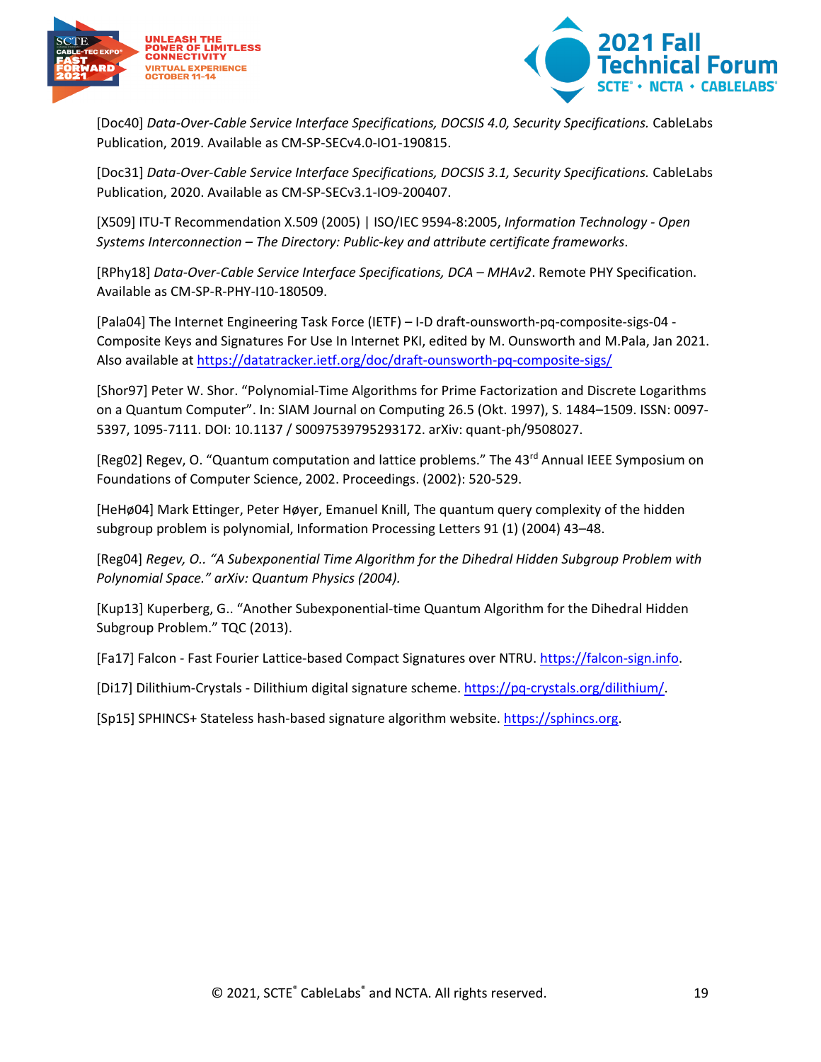[Doc40] *Data-Over-Cable Service Interface Specifications, DOCSIS 4.0, Security Specifications.* CableLabs Publication, 2019. Available as CM-SP-SECv4.0-IO1-190815.

[Doc31] *Data-Over-Cable Service Interface Specifications, DOCSIS 3.1, Security Specifications.* CableLabs Publication, 2020. Available as CM-SP-SECv3.1-IO9-200407.

[X509] ITU-T Recommendation X.509 (2005) | ISO/IEC 9594-8:2005, *Information Technology - Open Systems Interconnection – The Directory: Public-key and attribute certificate frameworks*.

[RPhy18] *Data-Over-Cable Service Interface Specifications, DCA – MHAv2*. Remote PHY Specification. Available as CM-SP-R-PHY-I10-180509.

[Pala04] The Internet Engineering Task Force (IETF) – I-D draft-ounsworth-pq-composite-sigs-04 - Composite Keys and Signatures For Use In Internet PKI, edited by M. Ounsworth and M.Pala, Jan 2021. Also available at https://datatracker.ietf.org/doc/draft-ounsworth-pq-composite-sigs/

[Shor97] Peter W. Shor. “Polynomial-Time Algorithms for Prime Factorization and Discrete Logarithms on a Quantum Computer”. In: SIAM Journal on Computing 26.5 (Okt. 1997), S. 1484–1509. ISSN: 0097-5397, 1095-7111. DOI: 10.1137 / S0097539795293172. arXiv: quant-ph/9508027.

[Reg02] Regev, O. “Quantum computation and lattice problems.” The 43rd Annual IEEE Symposium on Foundations of Computer Science, 2002. Proceedings. (2002): 520-529.

[HeHø04] Mark Ettinger, Peter Høyer, Emanuel Knill, The quantum query complexity of the hidden subgroup problem is polynomial, Information Processing Letters 91 (1) (2004) 43–48.

[Reg04] *Regev, O.. “A Subexponential Time Algorithm for the Dihedral Hidden Subgroup Problem with Polynomial Space.” arXiv: Quantum Physics (2004).*

[Kup13] Kuperberg, G.. “Another Subexponential-time Quantum Algorithm for the Dihedral Hidden Subgroup Problem.” TQC (2013).

[Fa17] Falcon - Fast Fourier Lattice-based Compact Signatures over NTRU. https://falcon-sign.info.

[Di17] Dilithium-Crystals - Dilithium digital signature scheme. https://pq-crystals.org/dilithium/.

[Sp15] SPHINCS+ Stateless hash-based signature algorithm website. https://sphincs.org.